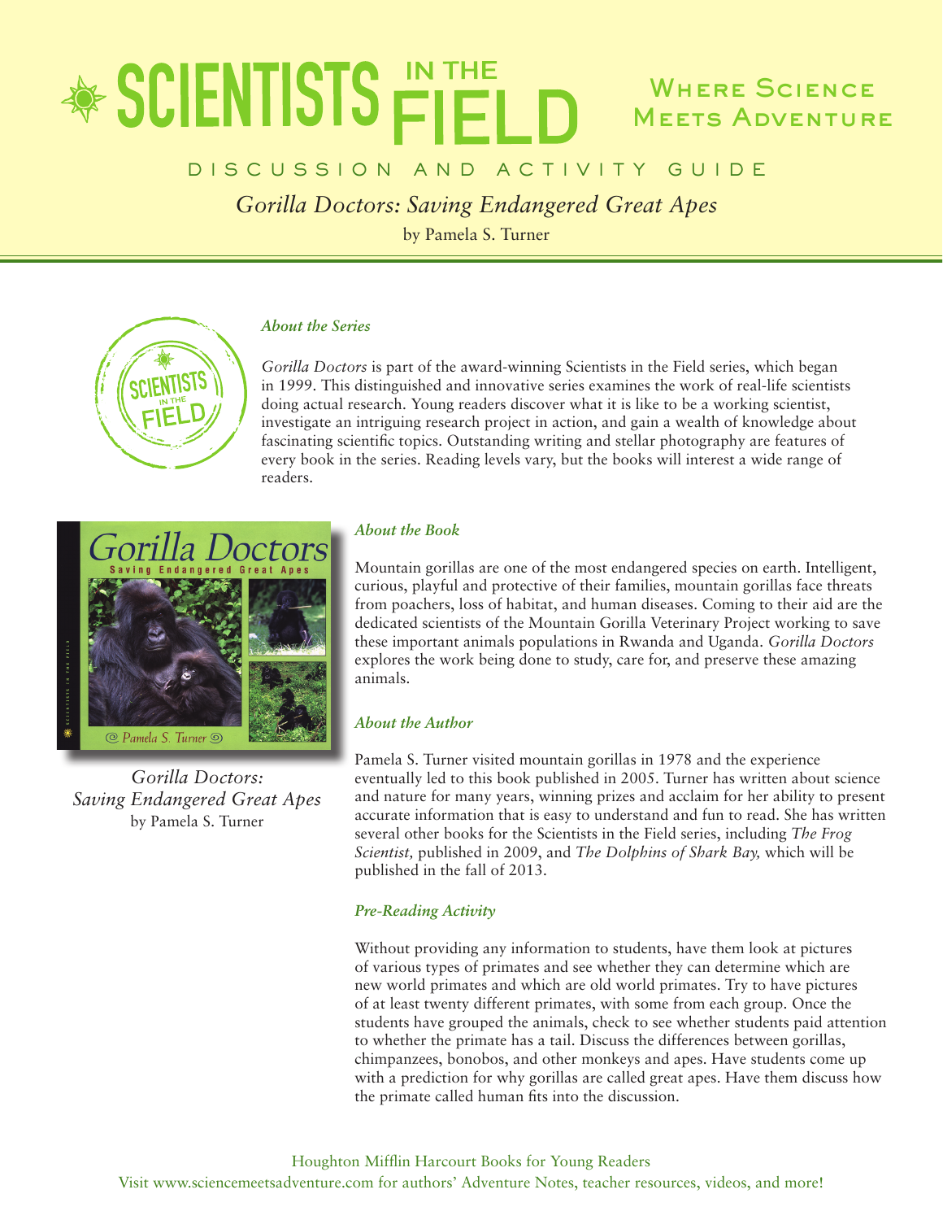# SCIENTISTS IN THE FIELD

**Where Science Meets Adventure**

## DISCUSSION AND ACTIVITY GUIDE

*Gorilla Doctors: Saving Endangered Great Apes*

by Pamela S. Turner

### *About the Series*

*Gorilla Doctors* is part of the award-winning Scientists in the Field series, which began in 1999. This distinguished and innovative series examines the work of real-life scientists doing actual research. Young readers discover what it is like to be a working scientist, investigate an intriguing research project in action, and gain a wealth of knowledge about fascinating scientific topics. Outstanding writing and stellar photography are features of every book in the series. Reading levels vary, but the books will interest a wide range of readers.

*Gorilla Doctors: Saving Endangered Great Apes*
by Pamela S. Turner

### *About the Book*

Mountain gorillas are one of the most endangered species on earth. Intelligent, curious, playful and protective of their families, mountain gorillas face threats from poachers, loss of habitat, and human diseases. Coming to their aid are the dedicated scientists of the Mountain Gorilla Veterinary Project working to save these important animals populations in Rwanda and Uganda. *Gorilla Doctors* explores the work being done to study, care for, and preserve these amazing animals.

### *About the Author*

Pamela S. Turner visited mountain gorillas in 1978 and the experience eventually led to this book published in 2005. Turner has written about science and nature for many years, winning prizes and acclaim for her ability to present accurate information that is easy to understand and fun to read. She has written several other books for the Scientists in the Field series, including *The Frog Scientist,* published in 2009, and *The Dolphins of Shark Bay,* which will be published in the fall of 2013.

### *Pre-Reading Activity*

Without providing any information to students, have them look at pictures of various types of primates and see whether they can determine which are new world primates and which are old world primates. Try to have pictures of at least twenty different primates, with some from each group. Once the students have grouped the animals, check to see whether students paid attention to whether the primate has a tail. Discuss the differences between gorillas, chimpanzees, bonobos, and other monkeys and apes. Have students come up with a prediction for why gorillas are called great apes. Have them discuss how the primate called human fits into the discussion.

Houghton Mifflin Harcourt Books for Young Readers
Visit www.sciencemeetsadventure.com for authors' Adventure Notes, teacher resources, videos, and more!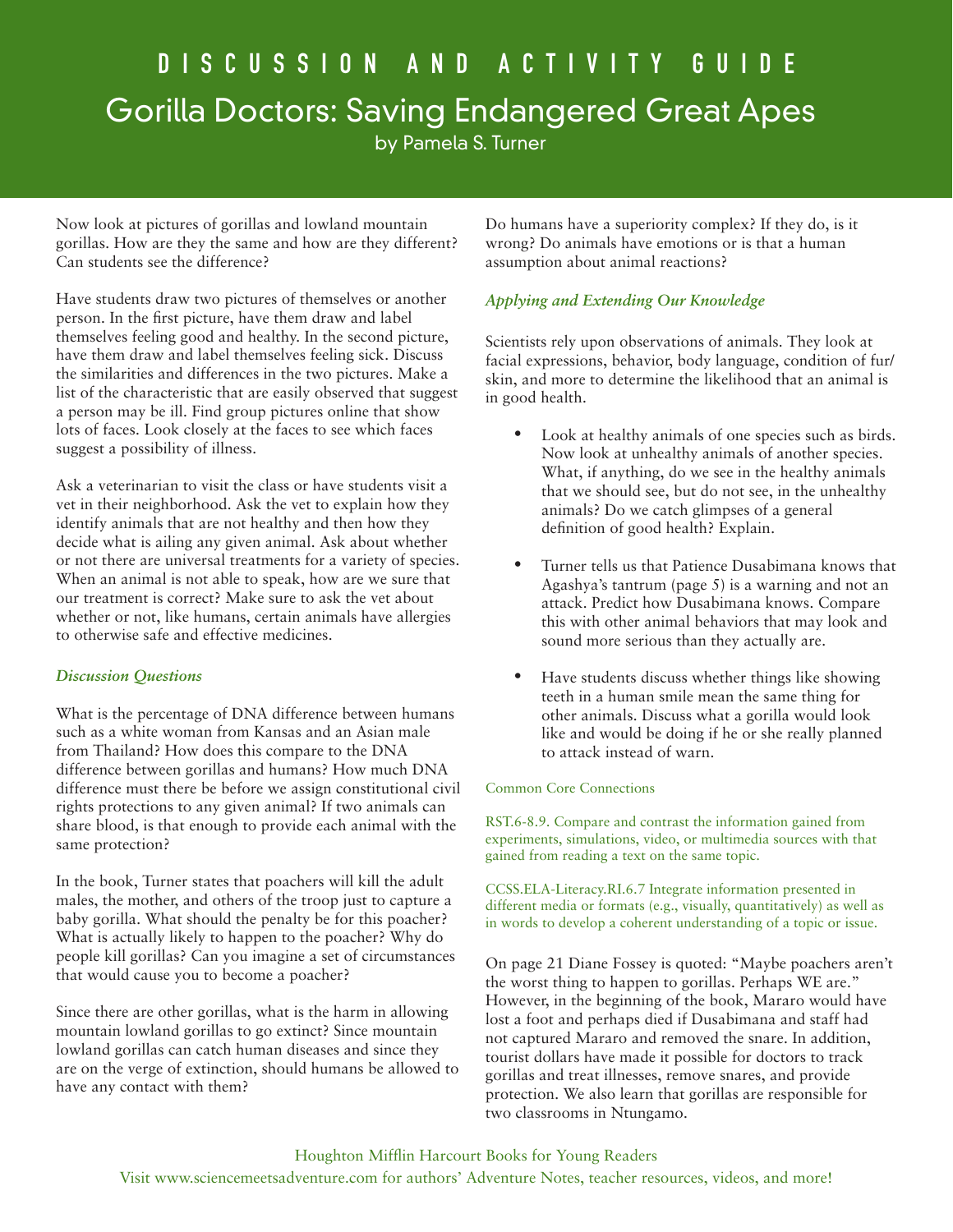Now look at pictures of gorillas and lowland mountain gorillas. How are they the same and how are they different? Can students see the difference?

Have students draw two pictures of themselves or another person. In the first picture, have them draw and label themselves feeling good and healthy. In the second picture, have them draw and label themselves feeling sick. Discuss the similarities and differences in the two pictures. Make a list of the characteristic that are easily observed that suggest a person may be ill. Find group pictures online that show lots of faces. Look closely at the faces to see which faces suggest a possibility of illness.

Ask a veterinarian to visit the class or have students visit a vet in their neighborhood. Ask the vet to explain how they identify animals that are not healthy and then how they decide what is ailing any given animal. Ask about whether or not there are universal treatments for a variety of species. When an animal is not able to speak, how are we sure that our treatment is correct? Make sure to ask the vet about whether or not, like humans, certain animals have allergies to otherwise safe and effective medicines.

### *Discussion Questions*

What is the percentage of DNA difference between humans such as a white woman from Kansas and an Asian male from Thailand? How does this compare to the DNA difference between gorillas and humans? How much DNA difference must there be before we assign constitutional civil rights protections to any given animal? If two animals can share blood, is that enough to provide each animal with the same protection?

In the book, Turner states that poachers will kill the adult males, the mother, and others of the troop just to capture a baby gorilla. What should the penalty be for this poacher? What is actually likely to happen to the poacher? Why do people kill gorillas? Can you imagine a set of circumstances that would cause you to become a poacher?

Since there are other gorillas, what is the harm in allowing mountain lowland gorillas to go extinct? Since mountain lowland gorillas can catch human diseases and since they are on the verge of extinction, should humans be allowed to have any contact with them?

Do humans have a superiority complex? If they do, is it wrong? Do animals have emotions or is that a human assumption about animal reactions?

### *Applying and Extending Our Knowledge*

Scientists rely upon observations of animals. They look at facial expressions, behavior, body language, condition of fur/skin, and more to determine the likelihood that an animal is in good health.

- Look at healthy animals of one species such as birds. Now look at unhealthy animals of another species. What, if anything, do we see in the healthy animals that we should see, but do not see, in the unhealthy animals? Do we catch glimpses of a general definition of good health? Explain.
- Turner tells us that Patience Dusabimana knows that Agashya's tantrum (page 5) is a warning and not an attack. Predict how Dusabimana knows. Compare this with other animal behaviors that may look and sound more serious than they actually are.
- Have students discuss whether things like showing teeth in a human smile mean the same thing for other animals. Discuss what a gorilla would look like and would be doing if he or she really planned to attack instead of warn.

Common Core Connections

RST.6-8.9. Compare and contrast the information gained from experiments, simulations, video, or multimedia sources with that gained from reading a text on the same topic.

CCSS.ELA-Literacy.RI.6.7 Integrate information presented in different media or formats (e.g., visually, quantitatively) as well as in words to develop a coherent understanding of a topic or issue.

On page 21 Diane Fossey is quoted: "Maybe poachers aren't the worst thing to happen to gorillas. Perhaps WE are." However, in the beginning of the book, Mararo would have lost a foot and perhaps died if Dusabimana and staff had not captured Mararo and removed the snare. In addition, tourist dollars have made it possible for doctors to track gorillas and treat illnesses, remove snares, and provide protection. We also learn that gorillas are responsible for two classrooms in Ntungamo.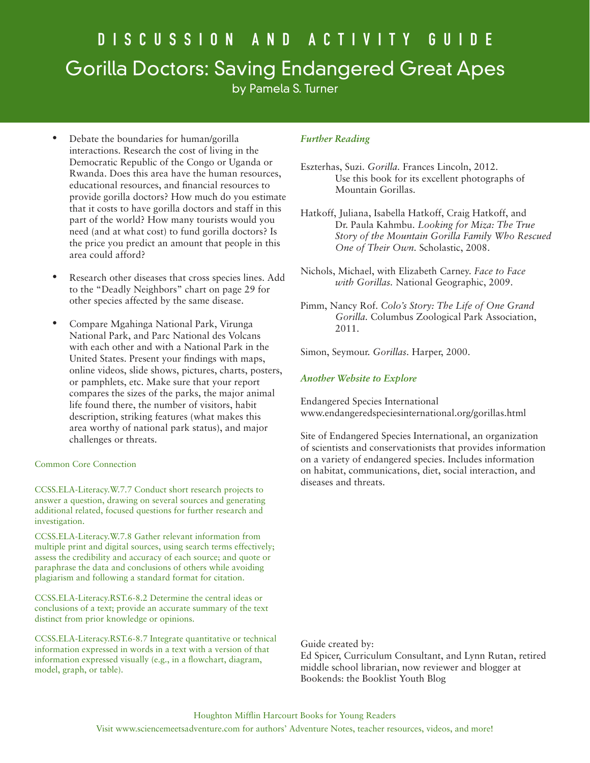# DISCUSSION AND ACTIVITY GUIDE

## Gorilla Doctors: Saving Endangered Great Apes

by Pamela S. Turner

- Debate the boundaries for human/gorilla interactions. Research the cost of living in the Democratic Republic of the Congo or Uganda or Rwanda. Does this area have the human resources, educational resources, and financial resources to provide gorilla doctors? How much do you estimate that it costs to have gorilla doctors and staff in this part of the world? How many tourists would you need (and at what cost) to fund gorilla doctors? Is the price you predict an amount that people in this area could afford?

- Research other diseases that cross species lines. Add to the "Deadly Neighbors" chart on page 29 for other species affected by the same disease.

- Compare Mgahinga National Park, Virunga National Park, and Parc National des Volcans with each other and with a National Park in the United States. Present your findings with maps, online videos, slide shows, pictures, charts, posters, or pamphlets, etc. Make sure that your report compares the sizes of the parks, the major animal life found there, the number of visitors, habit description, striking features (what makes this area worthy of national park status), and major challenges or threats.

Common Core Connection

CCSS.ELA-Literacy.W.7.7 Conduct short research projects to answer a question, drawing on several sources and generating additional related, focused questions for further research and investigation.

CCSS.ELA-Literacy.W.7.8 Gather relevant information from multiple print and digital sources, using search terms effectively; assess the credibility and accuracy of each source; and quote or paraphrase the data and conclusions of others while avoiding plagiarism and following a standard format for citation.

CCSS.ELA-Literacy.RST.6-8.2 Determine the central ideas or conclusions of a text; provide an accurate summary of the text distinct from prior knowledge or opinions.

CCSS.ELA-Literacy.RST.6-8.7 Integrate quantitative or technical information expressed in words in a text with a version of that information expressed visually (e.g., in a flowchart, diagram, model, graph, or table).

### *Further Reading*

Eszterhas, Suzi. *Gorilla.* Frances Lincoln, 2012.
Use this book for its excellent photographs of Mountain Gorillas.

Hatkoff, Juliana, Isabella Hatkoff, Craig Hatkoff, and Dr. Paula Kahmbu. *Looking for Miza: The True Story of the Mountain Gorilla Family Who Rescued One of Their Own.* Scholastic, 2008.

Nichols, Michael, with Elizabeth Carney. *Face to Face with Gorillas.* National Geographic, 2009.

Pimm, Nancy Rof. *Colo's Story: The Life of One Grand Gorilla.* Columbus Zoological Park Association, 2011.

Simon, Seymour. *Gorillas.* Harper, 2000.

### *Another Website to Explore*

Endangered Species International
www.endangeredspeciesinternational.org/gorillas.html

Site of Endangered Species International, an organization of scientists and conservationists that provides information on a variety of endangered species. Includes information on habitat, communications, diet, social interaction, and diseases and threats.

Guide created by:
Ed Spicer, Curriculum Consultant, and Lynn Rutan, retired middle school librarian, now reviewer and blogger at Bookends: the Booklist Youth Blog

Houghton Mifflin Harcourt Books for Young Readers
Visit www.sciencemeetsadventure.com for authors' Adventure Notes, teacher resources, videos, and more!